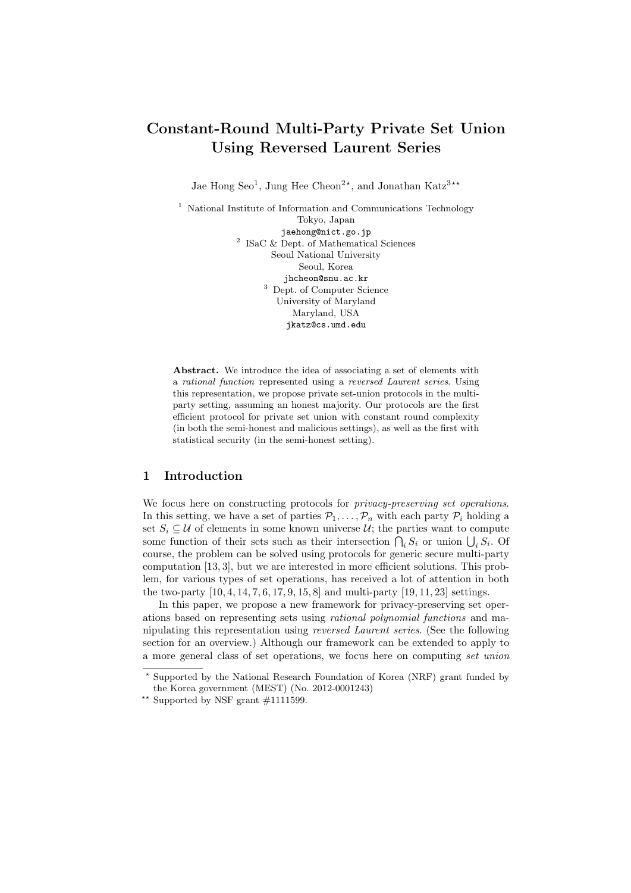# Constant-Round Multi-Party Private Set Union Using Reversed Laurent Series

Jae Hong Seo[1], Jung Hee Cheon[2*], and Jonathan Katz[3**]

[1] National Institute of Information and Communications Technology
Tokyo, Japan
jaehong@nict.go.jp

[2] ISaC & Dept. of Mathematical Sciences
Seoul National University
Seoul, Korea
jhcheon@snu.ac.kr

[3] Dept. of Computer Science
University of Maryland
Maryland, USA
jkatz@cs.umd.edu

**Abstract.** We introduce the idea of associating a set of elements with a *rational function* represented using a *reversed Laurent series*. Using this representation, we propose private set-union protocols in the multi-party setting, assuming an honest majority. Our protocols are the first efficient protocol for private set union with constant round complexity (in both the semi-honest and malicious settings), as well as the first with statistical security (in the semi-honest setting).

## 1 Introduction

We focus here on constructing protocols for *privacy-preserving set operations*. In this setting, we have a set of parties $\mathcal{P}_1, \ldots, \mathcal{P}_n$ with each party $\mathcal{P}_i$ holding a set $S_i \subseteq \mathcal{U}$ of elements in some known universe $\mathcal{U}$; the parties want to compute some function of their sets such as their intersection $\bigcap_i S_i$ or union $\bigcup_i S_i$. Of course, the problem can be solved using protocols for generic secure multi-party computation [13, 3], but we are interested in more efficient solutions. This problem, for various types of set operations, has received a lot of attention in both the two-party [10, 4, 14, 7, 6, 17, 9, 15, 8] and multi-party [19, 11, 23] settings.

In this paper, we propose a new framework for privacy-preserving set operations based on representing sets using *rational polynomial functions* and manipulating this representation using *reversed Laurent series*. (See the following section for an overview.) Although our framework can be extended to apply to a more general class of set operations, we focus here on computing *set union*

\* Supported by the National Research Foundation of Korea (NRF) grant funded by the Korea government (MEST) (No. 2012-0001243)

\*\* Supported by NSF grant #1111599.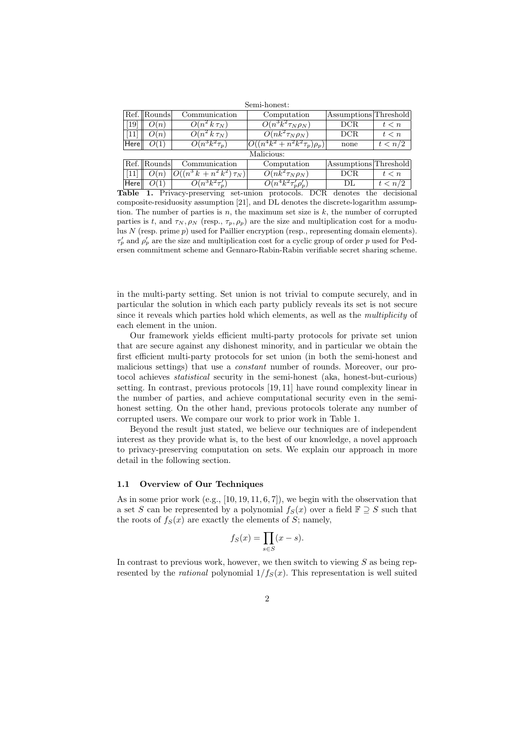Semi-honest:

| Ref. | Rounds | Communication | Computation | Assumptions | Threshold |
|---|---|---|---|---|---|
| [19] | $O(n)$ | $O(n^2\,k\,\tau_N)$ | $O(n^3k^2\tau_N\rho_N)$ | DCR | $t < n$ |
| [11] | $O(n)$ | $O(n^2\,k\,\tau_N)$ | $O(nk^2\tau_N\rho_N)$ | DCR | $t < n$ |
| Here | $O(1)$ | $O(n^3k^2\tau_p)$ | $O((n^4k^2 + n^2k^2\tau_p)\rho_p)$ | none | $t < n/2$ |

Malicious:

| Ref. | Rounds | Communication | Computation | Assumptions | Threshold |
|---|---|---|---|---|---|
| [11] | $O(n)$ | $O((n^3\,k + n^2\,k^2)\,\tau_N)$ | $O(nk^2\tau_N\rho_N)$ | DCR | $t < n$ |
| Here | $O(1)$ | $O(n^3k^2\tau'_p)$ | $O(n^4k^2\tau'_p\rho'_p)$ | DL | $t < n/2$ |

**Table 1.** Privacy-preserving set-union protocols. DCR denotes the decisional composite-residuosity assumption [21], and DL denotes the discrete-logarithm assumption. The number of parties is $n$, the maximum set size is $k$, the number of corrupted parties is $t$, and $\tau_N, \rho_N$ (resp., $\tau_p, \rho_p$) are the size and multiplication cost for a modulus $N$ (resp. prime $p$) used for Paillier encryption (resp., representing domain elements). $\tau'_p$ and $\rho'_p$ are the size and multiplication cost for a cyclic group of order $p$ used for Pedersen commitment scheme and Gennaro-Rabin-Rabin verifiable secret sharing scheme.

in the multi-party setting. Set union is not trivial to compute securely, and in particular the solution in which each party publicly reveals its set is not secure since it reveals which parties hold which elements, as well as the *multiplicity* of each element in the union.

Our framework yields efficient multi-party protocols for private set union that are secure against any dishonest minority, and in particular we obtain the first efficient multi-party protocols for set union (in both the semi-honest and malicious settings) that use a *constant* number of rounds. Moreover, our protocol achieves *statistical* security in the semi-honest (aka, honest-but-curious) setting. In contrast, previous protocols [19, 11] have round complexity linear in the number of parties, and achieve computational security even in the semi-honest setting. On the other hand, previous protocols tolerate any number of corrupted users. We compare our work to prior work in Table 1.

Beyond the result just stated, we believe our techniques are of independent interest as they provide what is, to the best of our knowledge, a novel approach to privacy-preserving computation on sets. We explain our approach in more detail in the following section.

### 1.1 Overview of Our Techniques

As in some prior work (e.g., [10, 19, 11, 6, 7]), we begin with the observation that a set $S$ can be represented by a polynomial $f_S(x)$ over a field $\mathbb{F} \supseteq S$ such that the roots of $f_S(x)$ are exactly the elements of $S$; namely,

$$f_S(x) = \prod_{s \in S} (x - s).$$

In contrast to previous work, however, we then switch to viewing $S$ as being represented by the *rational* polynomial $1/f_S(x)$. This representation is well suited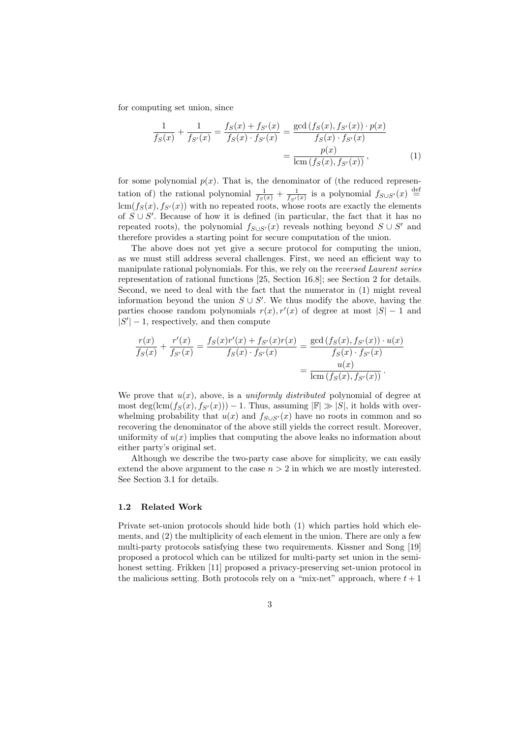for computing set union, since

$$\frac{1}{f_S(x)} + \frac{1}{f_{S'}(x)} = \frac{f_S(x) + f_{S'}(x)}{f_S(x) \cdot f_{S'}(x)} = \frac{\gcd\left(f_S(x), f_{S'}(x)\right) \cdot p(x)}{f_S(x) \cdot f_{S'}(x)}$$
$$= \frac{p(x)}{\operatorname{lcm}\left(f_S(x), f_{S'}(x)\right)}, \tag{1}$$

for some polynomial $p(x)$. That is, the denominator of (the reduced representation of) the rational polynomial $\frac{1}{f_S(x)} + \frac{1}{f_{S'}(x)}$ is a polynomial $f_{S \cup S'}(x) \stackrel{\text{def}}{=} \operatorname{lcm}(f_S(x), f_{S'}(x))$ with no repeated roots, whose roots are exactly the elements of $S \cup S'$. Because of how it is defined (in particular, the fact that it has no repeated roots), the polynomial $f_{S \cup S'}(x)$ reveals nothing beyond $S \cup S'$ and therefore provides a starting point for secure computation of the union.

The above does not yet give a secure protocol for computing the union, as we must still address several challenges. First, we need an efficient way to manipulate rational polynomials. For this, we rely on the *reversed Laurent series* representation of rational functions [25, Section 16.8]; see Section 2 for details. Second, we need to deal with the fact that the numerator in (1) might reveal information beyond the union $S \cup S'$. We thus modify the above, having the parties choose random polynomials $r(x), r'(x)$ of degree at most $|S| - 1$ and $|S'| - 1$, respectively, and then compute

$$\frac{r(x)}{f_S(x)} + \frac{r'(x)}{f_{S'}(x)} = \frac{f_S(x) r'(x) + f_{S'}(x) r(x)}{f_S(x) \cdot f_{S'}(x)} = \frac{\gcd\left(f_S(x), f_{S'}(x)\right) \cdot u(x)}{f_S(x) \cdot f_{S'}(x)}$$
$$= \frac{u(x)}{\operatorname{lcm}\left(f_S(x), f_{S'}(x)\right)}.$$

We prove that $u(x)$, above, is a *uniformly distributed* polynomial of degree at most $\deg(\operatorname{lcm}(f_S(x), f_{S'}(x))) - 1$. Thus, assuming $|\mathbb{F}| \gg |S|$, it holds with overwhelming probability that $u(x)$ and $f_{S \cup S'}(x)$ have no roots in common and so recovering the denominator of the above still yields the correct result. Moreover, uniformity of $u(x)$ implies that computing the above leaks no information about either party's original set.

Although we describe the two-party case above for simplicity, we can easily extend the above argument to the case $n > 2$ in which we are mostly interested. See Section 3.1 for details.

### 1.2 Related Work

Private set-union protocols should hide both (1) which parties hold which elements, and (2) the multiplicity of each element in the union. There are only a few multi-party protocols satisfying these two requirements. Kissner and Song [19] proposed a protocol which can be utilized for multi-party set union in the semi-honest setting. Frikken [11] proposed a privacy-preserving set-union protocol in the malicious setting. Both protocols rely on a "mix-net" approach, where $t + 1$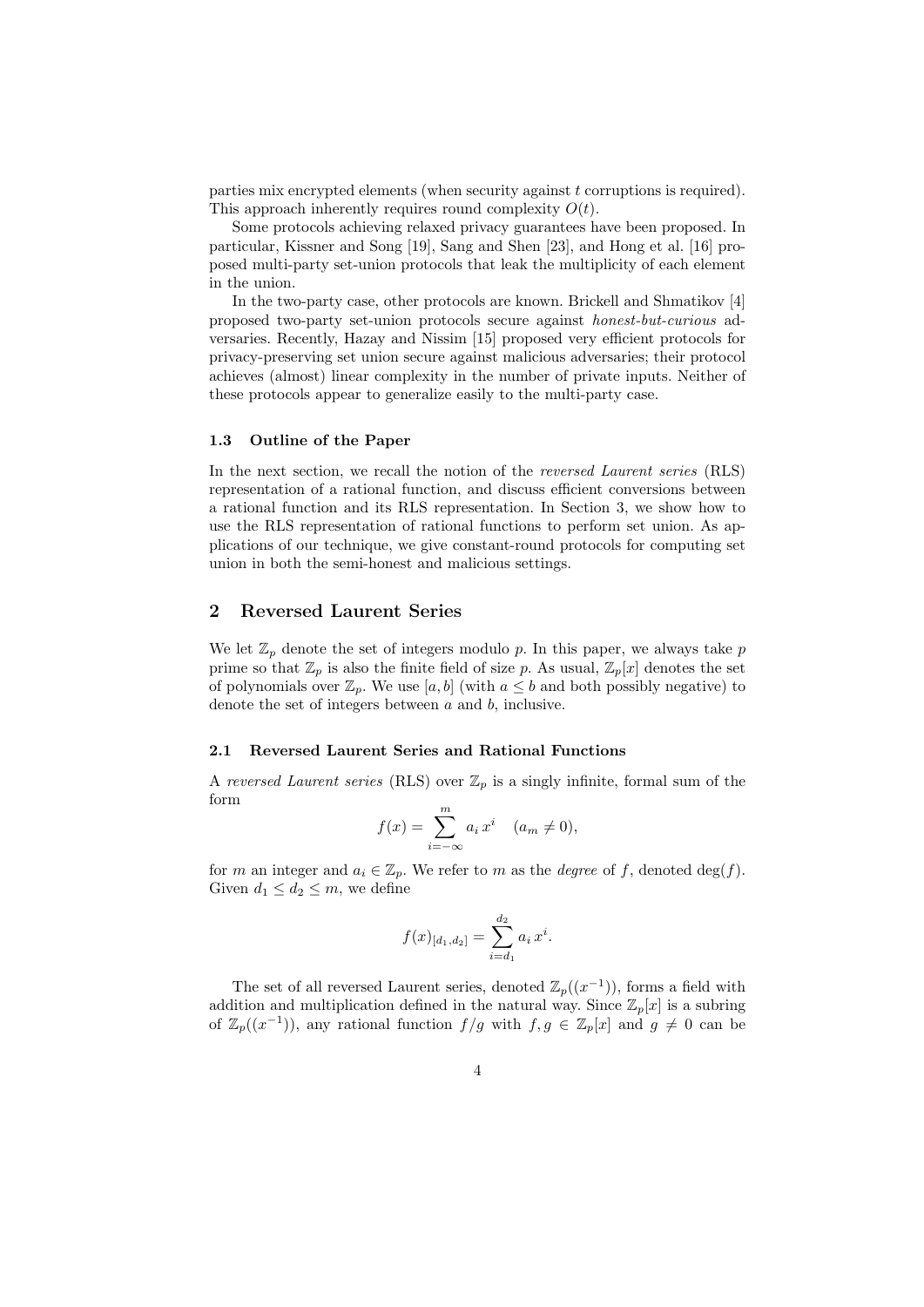parties mix encrypted elements (when security against $t$ corruptions is required). This approach inherently requires round complexity $O(t)$.

Some protocols achieving relaxed privacy guarantees have been proposed. In particular, Kissner and Song [19], Sang and Shen [23], and Hong et al. [16] proposed multi-party set-union protocols that leak the multiplicity of each element in the union.

In the two-party case, other protocols are known. Brickell and Shmatikov [4] proposed two-party set-union protocols secure against *honest-but-curious* adversaries. Recently, Hazay and Nissim [15] proposed very efficient protocols for privacy-preserving set union secure against malicious adversaries; their protocol achieves (almost) linear complexity in the number of private inputs. Neither of these protocols appear to generalize easily to the multi-party case.

### 1.3 Outline of the Paper

In the next section, we recall the notion of the *reversed Laurent series* (RLS) representation of a rational function, and discuss efficient conversions between a rational function and its RLS representation. In Section 3, we show how to use the RLS representation of rational functions to perform set union. As applications of our technique, we give constant-round protocols for computing set union in both the semi-honest and malicious settings.

## 2 Reversed Laurent Series

We let $\mathbb{Z}_p$ denote the set of integers modulo $p$. In this paper, we always take $p$ prime so that $\mathbb{Z}_p$ is also the finite field of size $p$. As usual, $\mathbb{Z}_p[x]$ denotes the set of polynomials over $\mathbb{Z}_p$. We use $[a, b]$ (with $a \leq b$ and both possibly negative) to denote the set of integers between $a$ and $b$, inclusive.

### 2.1 Reversed Laurent Series and Rational Functions

A *reversed Laurent series* (RLS) over $\mathbb{Z}_p$ is a singly infinite, formal sum of the form

$$f(x) = \sum_{i=-\infty}^{m} a_i\, x^i \quad (a_m \neq 0),$$

for $m$ an integer and $a_i \in \mathbb{Z}_p$. We refer to $m$ as the *degree* of $f$, denoted $\deg(f)$. Given $d_1 \leq d_2 \leq m$, we define

$$f(x)_{[d_1,d_2]} = \sum_{i=d_1}^{d_2} a_i\, x^i.$$

The set of all reversed Laurent series, denoted $\mathbb{Z}_p((x^{-1}))$, forms a field with addition and multiplication defined in the natural way. Since $\mathbb{Z}_p[x]$ is a subring of $\mathbb{Z}_p((x^{-1}))$, any rational function $f/g$ with $f, g \in \mathbb{Z}_p[x]$ and $g \neq 0$ can be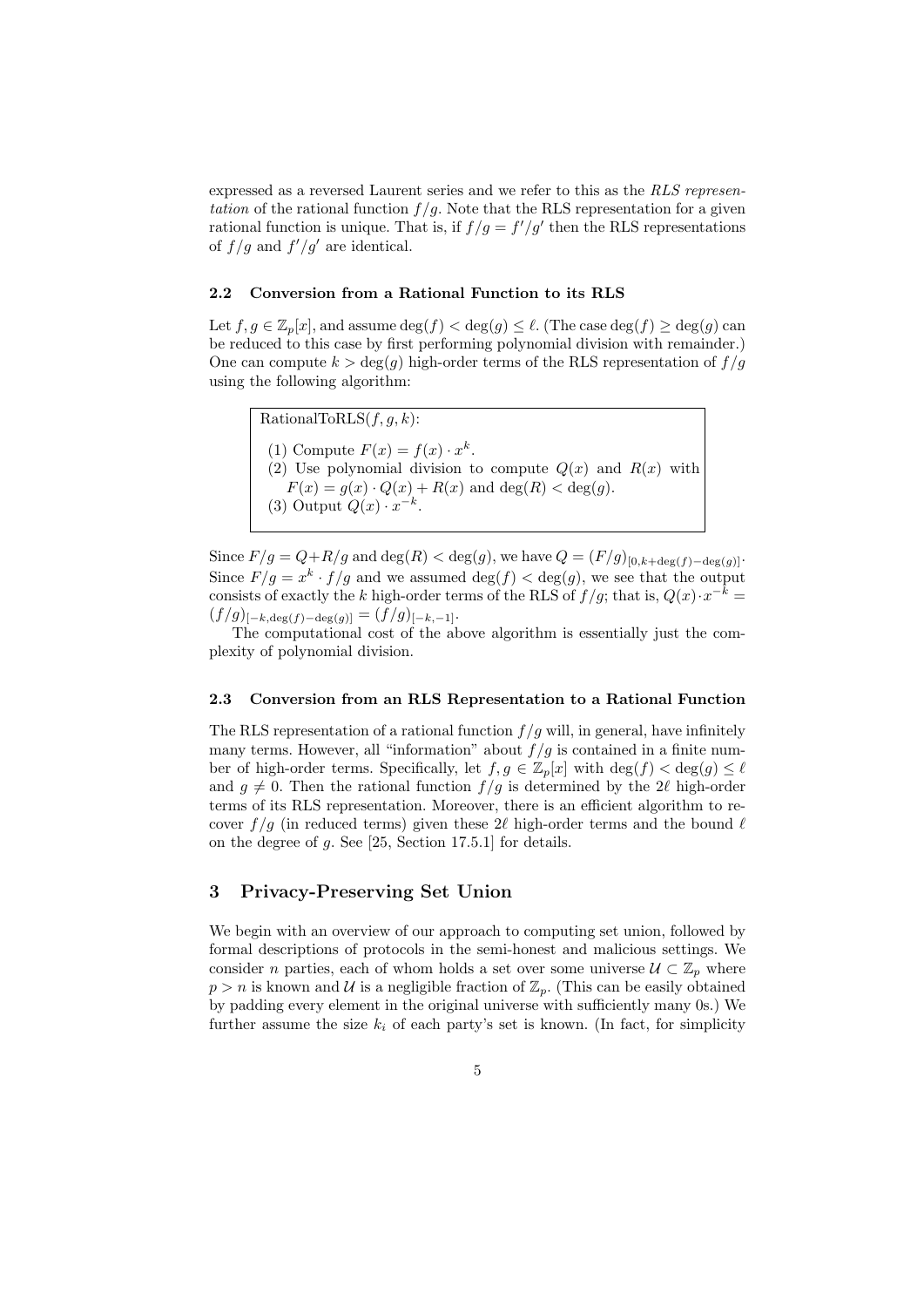expressed as a reversed Laurent series and we refer to this as the *RLS representation* of the rational function $f/g$. Note that the RLS representation for a given rational function is unique. That is, if $f/g = f'/g'$ then the RLS representations of $f/g$ and $f'/g'$ are identical.

### 2.2 Conversion from a Rational Function to its RLS

Let $f, g \in \mathbb{Z}_p[x]$, and assume $\deg(f) < \deg(g) \leq \ell$. (The case $\deg(f) \geq \deg(g)$ can be reduced to this case by first performing polynomial division with remainder.) One can compute $k > \deg(g)$ high-order terms of the RLS representation of $f/g$ using the following algorithm:

> RationalToRLS$(f, g, k)$:
>
> (1) Compute $F(x) = f(x) \cdot x^k$.
> (2) Use polynomial division to compute $Q(x)$ and $R(x)$ with $F(x) = g(x) \cdot Q(x) + R(x)$ and $\deg(R) < \deg(g)$.
> (3) Output $Q(x) \cdot x^{-k}$.

Since $F/g = Q + R/g$ and $\deg(R) < \deg(g)$, we have $Q = (F/g)_{[0,k+\deg(f)-\deg(g)]}$. Since $F/g = x^k \cdot f/g$ and we assumed $\deg(f) < \deg(g)$, we see that the output consists of exactly the $k$ high-order terms of the RLS of $f/g$; that is, $Q(x) \cdot x^{-k} = (f/g)_{[-k,\deg(f)-\deg(g)]} = (f/g)_{[-k,-1]}$.

The computational cost of the above algorithm is essentially just the complexity of polynomial division.

### 2.3 Conversion from an RLS Representation to a Rational Function

The RLS representation of a rational function $f/g$ will, in general, have infinitely many terms. However, all "information" about $f/g$ is contained in a finite number of high-order terms. Specifically, let $f, g \in \mathbb{Z}_p[x]$ with $\deg(f) < \deg(g) \leq \ell$ and $g \neq 0$. Then the rational function $f/g$ is determined by the $2\ell$ high-order terms of its RLS representation. Moreover, there is an efficient algorithm to recover $f/g$ (in reduced terms) given these $2\ell$ high-order terms and the bound $\ell$ on the degree of $g$. See [25, Section 17.5.1] for details.

## 3 Privacy-Preserving Set Union

We begin with an overview of our approach to computing set union, followed by formal descriptions of protocols in the semi-honest and malicious settings. We consider $n$ parties, each of whom holds a set over some universe $\mathcal{U} \subset \mathbb{Z}_p$ where $p > n$ is known and $\mathcal{U}$ is a negligible fraction of $\mathbb{Z}_p$. (This can be easily obtained by padding every element in the original universe with sufficiently many 0s.) We further assume the size $k_i$ of each party's set is known. (In fact, for simplicity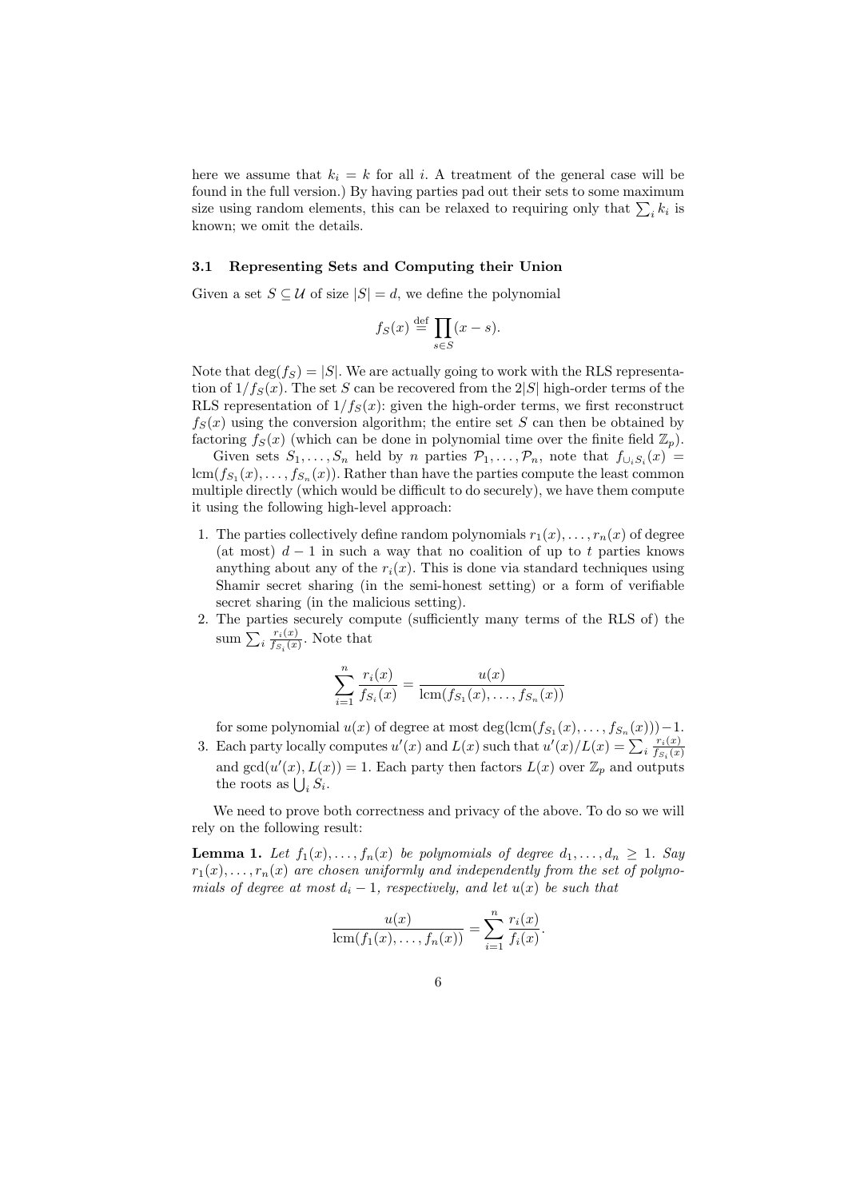here we assume that $k_i = k$ for all $i$. A treatment of the general case will be found in the full version.) By having parties pad out their sets to some maximum size using random elements, this can be relaxed to requiring only that $\sum_i k_i$ is known; we omit the details.

### 3.1 Representing Sets and Computing their Union

Given a set $S \subseteq \mathcal{U}$ of size $|S| = d$, we define the polynomial

$$f_S(x) \stackrel{\text{def}}{=} \prod_{s \in S} (x - s).$$

Note that $\deg(f_S) = |S|$. We are actually going to work with the RLS representation of $1/f_S(x)$. The set $S$ can be recovered from the $2|S|$ high-order terms of the RLS representation of $1/f_S(x)$: given the high-order terms, we first reconstruct $f_S(x)$ using the conversion algorithm; the entire set $S$ can then be obtained by factoring $f_S(x)$ (which can be done in polynomial time over the finite field $\mathbb{Z}_p$).

Given sets $S_1, \ldots, S_n$ held by $n$ parties $\mathcal{P}_1, \ldots, \mathcal{P}_n$, note that $f_{\cup_i S_i}(x) = \text{lcm}(f_{S_1}(x), \ldots, f_{S_n}(x))$. Rather than have the parties compute the least common multiple directly (which would be difficult to do securely), we have them compute it using the following high-level approach:

1. The parties collectively define random polynomials $r_1(x), \ldots, r_n(x)$ of degree (at most) $d - 1$ in such a way that no coalition of up to $t$ parties knows anything about any of the $r_i(x)$. This is done via standard techniques using Shamir secret sharing (in the semi-honest setting) or a form of verifiable secret sharing (in the malicious setting).
2. The parties securely compute (sufficiently many terms of the RLS of) the sum $\sum_i \frac{r_i(x)}{f_{S_i}(x)}$. Note that
$$\sum_{i=1}^{n} \frac{r_i(x)}{f_{S_i}(x)} = \frac{u(x)}{\text{lcm}(f_{S_1}(x), \ldots, f_{S_n}(x))}$$
for some polynomial $u(x)$ of degree at most $\deg(\text{lcm}(f_{S_1}(x), \ldots, f_{S_n}(x))) - 1$.
3. Each party locally computes $u'(x)$ and $L(x)$ such that $u'(x)/L(x) = \sum_i \frac{r_i(x)}{f_{S_i}(x)}$ and $\gcd(u'(x), L(x)) = 1$. Each party then factors $L(x)$ over $\mathbb{Z}_p$ and outputs the roots as $\bigcup_i S_i$.

We need to prove both correctness and privacy of the above. To do so we will rely on the following result:

**Lemma 1.** *Let $f_1(x), \ldots, f_n(x)$ be polynomials of degree $d_1, \ldots, d_n \geq 1$. Say $r_1(x), \ldots, r_n(x)$ are chosen uniformly and independently from the set of polynomials of degree at most $d_i - 1$, respectively, and let $u(x)$ be such that*

$$\frac{u(x)}{\text{lcm}(f_1(x), \ldots, f_n(x))} = \sum_{i=1}^{n} \frac{r_i(x)}{f_i(x)}.$$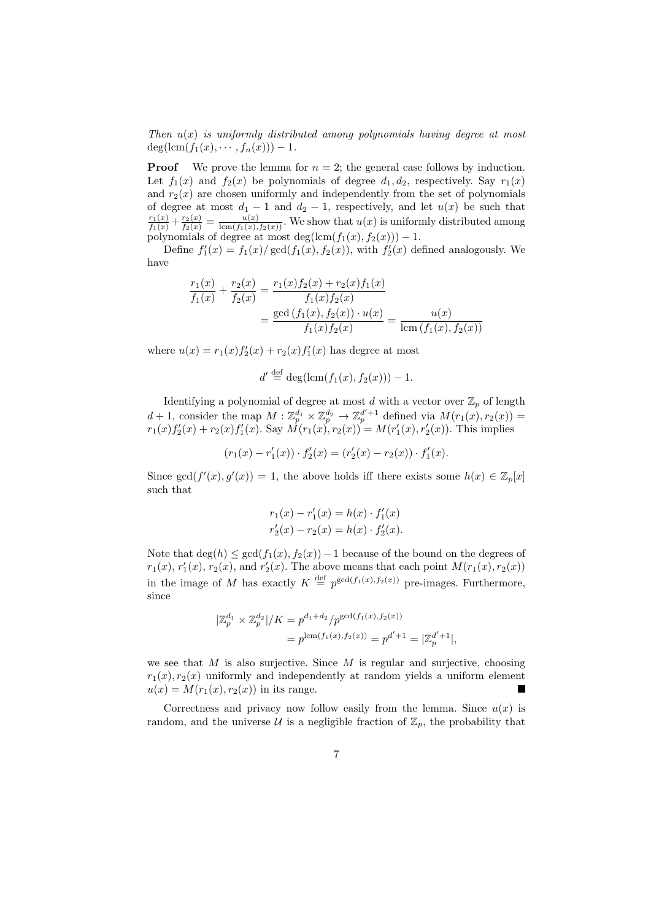*Then $u(x)$ is uniformly distributed among polynomials having degree at most $\deg(\text{lcm}(f_1(x), \cdots, f_n(x))) - 1$.*

**Proof** We prove the lemma for $n = 2$; the general case follows by induction. Let $f_1(x)$ and $f_2(x)$ be polynomials of degree $d_1, d_2$, respectively. Say $r_1(x)$ and $r_2(x)$ are chosen uniformly and independently from the set of polynomials of degree at most $d_1 - 1$ and $d_2 - 1$, respectively, and let $u(x)$ be such that $\frac{r_1(x)}{f_1(x)} + \frac{r_2(x)}{f_2(x)} = \frac{u(x)}{\text{lcm}(f_1(x), f_2(x))}$. We show that $u(x)$ is uniformly distributed among polynomials of degree at most $\deg(\text{lcm}(f_1(x), f_2(x))) - 1$.

Define $f_1'(x) = f_1(x)/\gcd(f_1(x), f_2(x))$, with $f_2'(x)$ defined analogously. We have

$$\begin{aligned}\frac{r_1(x)}{f_1(x)} + \frac{r_2(x)}{f_2(x)} &= \frac{r_1(x)f_2(x) + r_2(x)f_1(x)}{f_1(x)f_2(x)} \\ &= \frac{\gcd(f_1(x), f_2(x)) \cdot u(x)}{f_1(x)f_2(x)} = \frac{u(x)}{\text{lcm}(f_1(x), f_2(x))}\end{aligned}$$

where $u(x) = r_1(x)f_2'(x) + r_2(x)f_1'(x)$ has degree at most

$$d' \stackrel{\text{def}}{=} \deg(\text{lcm}(f_1(x), f_2(x))) - 1.$$

Identifying a polynomial of degree at most $d$ with a vector over $\mathbb{Z}_p$ of length $d + 1$, consider the map $M : \mathbb{Z}_p^{d_1} \times \mathbb{Z}_p^{d_2} \to \mathbb{Z}_p^{d'+1}$ defined via $M(r_1(x), r_2(x)) = r_1(x)f_2'(x) + r_2(x)f_1'(x)$. Say $M(r_1(x), r_2(x)) = M(r_1'(x), r_2'(x))$. This implies

$$(r_1(x) - r_1'(x)) \cdot f_2'(x) = (r_2'(x) - r_2(x)) \cdot f_1'(x).$$

Since $\gcd(f'(x), g'(x)) = 1$, the above holds iff there exists some $h(x) \in \mathbb{Z}_p[x]$ such that

$$\begin{aligned}r_1(x) - r_1'(x) &= h(x) \cdot f_1'(x) \\ r_2'(x) - r_2(x) &= h(x) \cdot f_2'(x).\end{aligned}$$

Note that $\deg(h) \leq \gcd(f_1(x), f_2(x)) - 1$ because of the bound on the degrees of $r_1(x)$, $r_1'(x)$, $r_2(x)$, and $r_2'(x)$. The above means that each point $M(r_1(x), r_2(x))$ in the image of $M$ has exactly $K \stackrel{\text{def}}{=} p^{\gcd(f_1(x), f_2(x))}$ pre-images. Furthermore, since

$$\begin{aligned}|\mathbb{Z}_p^{d_1} \times \mathbb{Z}_p^{d_2}|/K &= p^{d_1+d_2}/p^{\gcd(f_1(x), f_2(x))} \\ &= p^{\text{lcm}(f_1(x), f_2(x))} = p^{d'+1} = |\mathbb{Z}_p^{d'+1}|,\end{aligned}$$

we see that $M$ is also surjective. Since $M$ is regular and surjective, choosing $r_1(x), r_2(x)$ uniformly and independently at random yields a uniform element $u(x) = M(r_1(x), r_2(x))$ in its range. ∎

Correctness and privacy now follow easily from the lemma. Since $u(x)$ is random, and the universe $\mathcal{U}$ is a negligible fraction of $\mathbb{Z}_p$, the probability that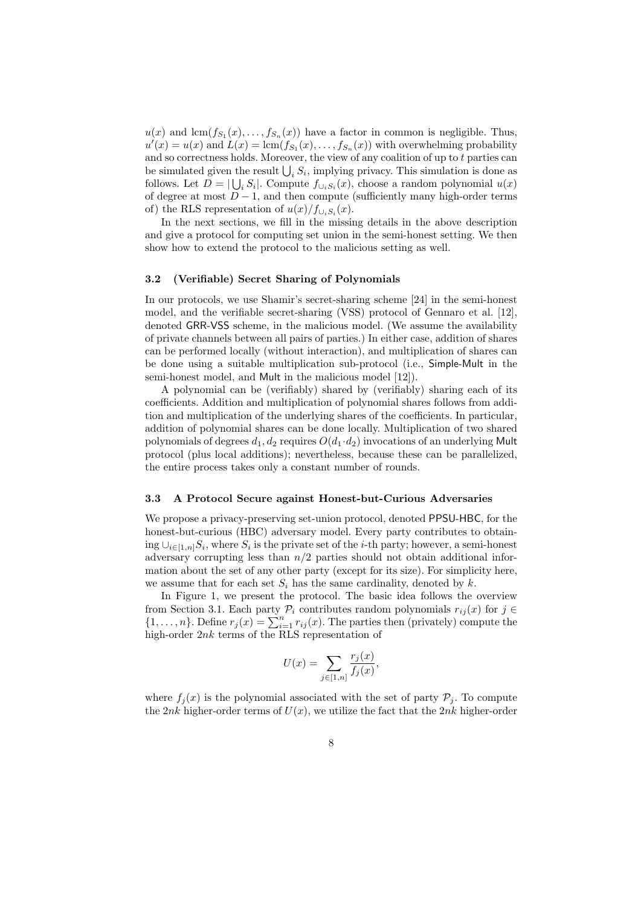$u(x)$ and $\text{lcm}(f_{S_1}(x), \ldots, f_{S_n}(x))$ have a factor in common is negligible. Thus, $u'(x) = u(x)$ and $L(x) = \text{lcm}(f_{S_1}(x), \ldots, f_{S_n}(x))$ with overwhelming probability and so correctness holds. Moreover, the view of any coalition of up to $t$ parties can be simulated given the result $\bigcup_i S_i$, implying privacy. This simulation is done as follows. Let $D = |\bigcup_i S_i|$. Compute $f_{\cup_i S_i}(x)$, choose a random polynomial $u(x)$ of degree at most $D-1$, and then compute (sufficiently many high-order terms of) the RLS representation of $u(x)/f_{\cup_i S_i}(x)$.

In the next sections, we fill in the missing details in the above description and give a protocol for computing set union in the semi-honest setting. We then show how to extend the protocol to the malicious setting as well.

### 3.2 (Verifiable) Secret Sharing of Polynomials

In our protocols, we use Shamir's secret-sharing scheme [24] in the semi-honest model, and the verifiable secret-sharing (VSS) protocol of Gennaro et al. [12], denoted GRR-VSS scheme, in the malicious model. (We assume the availability of private channels between all pairs of parties.) In either case, addition of shares can be performed locally (without interaction), and multiplication of shares can be done using a suitable multiplication sub-protocol (i.e., Simple-Mult in the semi-honest model, and Mult in the malicious model [12]).

A polynomial can be (verifiably) shared by (verifiably) sharing each of its coefficients. Addition and multiplication of polynomial shares follows from addition and multiplication of the underlying shares of the coefficients. In particular, addition of polynomial shares can be done locally. Multiplication of two shared polynomials of degrees $d_1, d_2$ requires $O(d_1 \cdot d_2)$ invocations of an underlying Mult protocol (plus local additions); nevertheless, because these can be parallelized, the entire process takes only a constant number of rounds.

### 3.3 A Protocol Secure against Honest-but-Curious Adversaries

We propose a privacy-preserving set-union protocol, denoted PPSU-HBC, for the honest-but-curious (HBC) adversary model. Every party contributes to obtaining $\cup_{i \in [1,n]} S_i$, where $S_i$ is the private set of the $i$-th party; however, a semi-honest adversary corrupting less than $n/2$ parties should not obtain additional information about the set of any other party (except for its size). For simplicity here, we assume that for each set $S_i$ has the same cardinality, denoted by $k$.

In Figure 1, we present the protocol. The basic idea follows the overview from Section 3.1. Each party $\mathcal{P}_i$ contributes random polynomials $r_{ij}(x)$ for $j \in \{1, \ldots, n\}$. Define $r_j(x) = \sum_{i=1}^{n} r_{ij}(x)$. The parties then (privately) compute the high-order $2nk$ terms of the RLS representation of

$$U(x) = \sum_{j \in [1,n]} \frac{r_j(x)}{f_j(x)},$$

where $f_j(x)$ is the polynomial associated with the set of party $\mathcal{P}_j$. To compute the $2nk$ higher-order terms of $U(x)$, we utilize the fact that the $2nk$ higher-order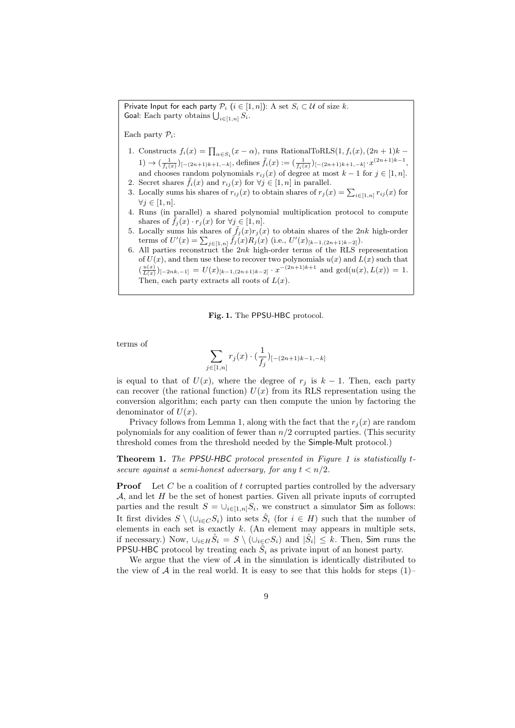Private Input for each party $\mathcal{P}_i$ ($i \in [1, n]$): A set $S_i \subset \mathcal{U}$ of size $k$.
Goal: Each party obtains $\bigcup_{i\in[1,n]} S_i$.

Each party $\mathcal{P}_i$:

1. Constructs $f_i(x) = \prod_{\alpha \in S_i}(x - \alpha)$, runs RationalToRLS$(1, f_i(x), (2n+1)k - 1) \to (\frac{1}{f_i(x)})_{[-(2n+1)k+1,-k]}$, defines $\tilde{f}_i(x) := (\frac{1}{f_i(x)})_{[-(2n+1)k+1,-k]} \cdot x^{(2n+1)k-1}$, and chooses random polynomials $r_{ij}(x)$ of degree at most $k-1$ for $j \in [1, n]$.
2. Secret shares $\tilde{f}_i(x)$ and $r_{ij}(x)$ for $\forall j \in [1, n]$ in parallel.
3. Locally sums his shares of $r_{ij}(x)$ to obtain shares of $r_j(x) = \sum_{i\in[1,n]} r_{ij}(x)$ for $\forall j \in [1, n]$.
4. Runs (in parallel) a shared polynomial multiplication protocol to compute shares of $\tilde{f}_j(x) \cdot r_j(x)$ for $\forall j \in [1, n]$.
5. Locally sums his shares of $\tilde{f}_j(x) r_j(x)$ to obtain shares of the $2nk$ high-order terms of $U'(x) = \sum_{j\in[1,n]} \tilde{f}_j(x) R_j(x)$ (i.e., $U'(x)_{[k-1,(2n+1)k-2]}$).
6. All parties reconstruct the $2nk$ high-order terms of the RLS representation of $U(x)$, and then use these to recover two polynomials $u(x)$ and $L(x)$ such that $(\frac{u(x)}{L(x)})_{[-2nk,-1]} = U(x)_{[k-1,(2n+1)k-2]} \cdot x^{-(2n+1)k+1}$ and $\gcd(u(x), L(x)) = 1$. Then, each party extracts all roots of $L(x)$.

**Fig. 1.** The PPSU-HBC protocol.

terms of

$$\sum_{j\in[1,n]} r_j(x) \cdot (\frac{1}{f_j})_{[-(2n+1)k-1,-k]}$$

is equal to that of $U(x)$, where the degree of $r_j$ is $k-1$. Then, each party can recover (the rational function) $U(x)$ from its RLS representation using the conversion algorithm; each party can then compute the union by factoring the denominator of $U(x)$.

Privacy follows from Lemma 1, along with the fact that the $r_j(x)$ are random polynomials for any coalition of fewer than $n/2$ corrupted parties. (This security threshold comes from the threshold needed by the Simple-Mult protocol.)

**Theorem 1.** *The PPSU-HBC protocol presented in Figure 1 is statistically t-secure against a semi-honest adversary, for any $t < n/2$.*

**Proof** Let $C$ be a coalition of $t$ corrupted parties controlled by the adversary $\mathcal{A}$, and let $H$ be the set of honest parties. Given all private inputs of corrupted parties and the result $S = \cup_{i\in[1,n]} S_i$, we construct a simulator Sim as follows: It first divides $S \setminus (\cup_{i\in C} S_i)$ into sets $\hat{S}_i$ (for $i \in H$) such that the number of elements in each set is exactly $k$. (An element may appears in multiple sets, if necessary.) Now, $\cup_{i\in H} \hat{S}_i = S \setminus (\cup_{i\in C} S_i)$ and $|\hat{S}_i| \leq k$. Then, Sim runs the PPSU-HBC protocol by treating each $\hat{S}_i$ as private input of an honest party.

We argue that the view of $\mathcal{A}$ in the simulation is identically distributed to the view of $\mathcal{A}$ in the real world. It is easy to see that this holds for steps (1)–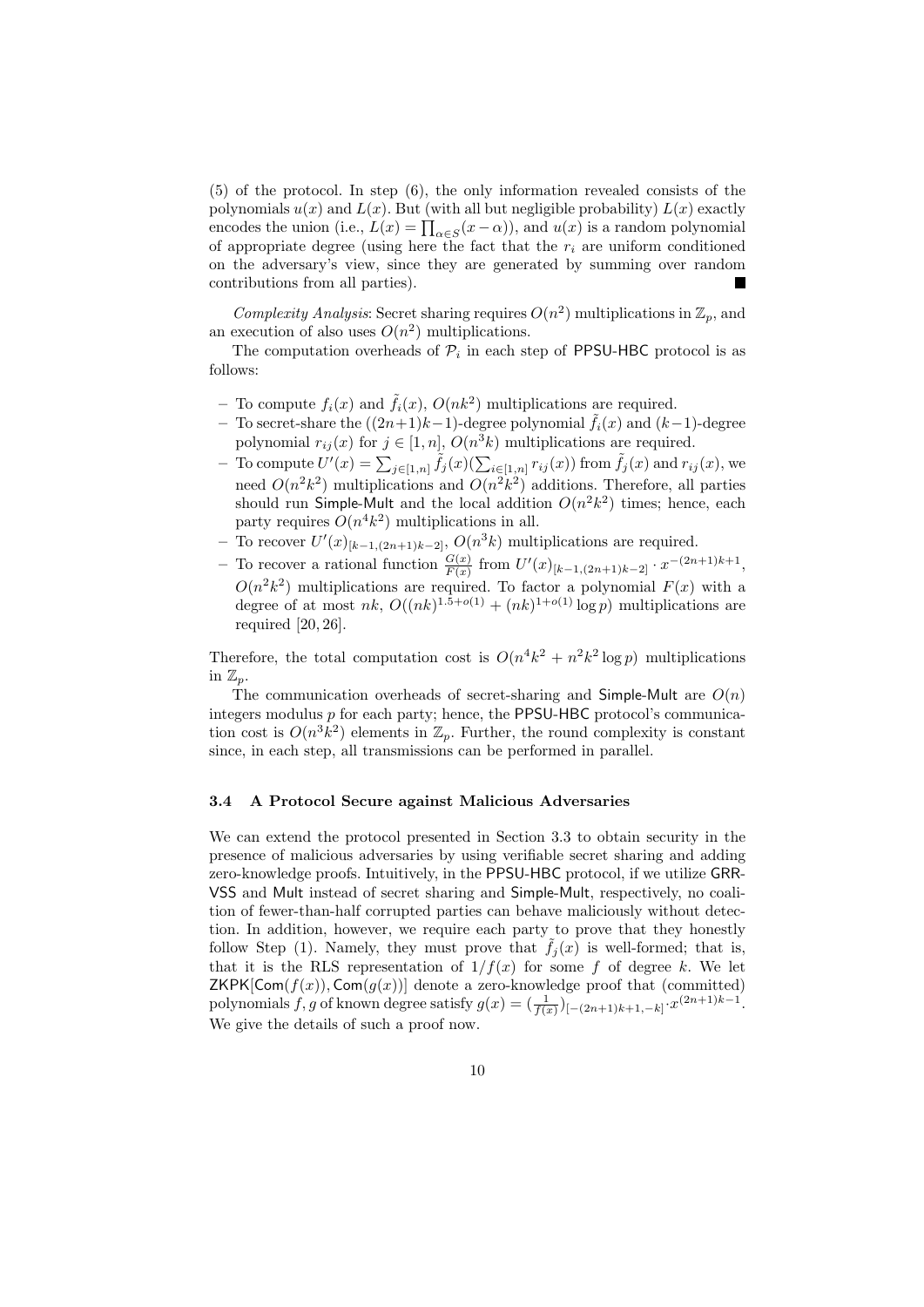(5) of the protocol. In step (6), the only information revealed consists of the polynomials $u(x)$ and $L(x)$. But (with all but negligible probability) $L(x)$ exactly encodes the union (i.e., $L(x) = \prod_{\alpha \in S}(x - \alpha)$), and $u(x)$ is a random polynomial of appropriate degree (using here the fact that the $r_i$ are uniform conditioned on the adversary's view, since they are generated by summing over random contributions from all parties). ■

*Complexity Analysis*: Secret sharing requires $O(n^2)$ multiplications in $\mathbb{Z}_p$, and an execution of also uses $O(n^2)$ multiplications.

The computation overheads of $\mathcal{P}_i$ in each step of PPSU-HBC protocol is as follows:

- To compute $f_i(x)$ and $\tilde{f}_i(x)$, $O(nk^2)$ multiplications are required.
- To secret-share the $((2n+1)k-1)$-degree polynomial $\tilde{f}_i(x)$ and $(k-1)$-degree polynomial $r_{ij}(x)$ for $j \in [1, n]$, $O(n^3 k)$ multiplications are required.
- To compute $U'(x) = \sum_{j \in [1,n]} \tilde{f}_j(x)(\sum_{i \in [1,n]} r_{ij}(x))$ from $\tilde{f}_j(x)$ and $r_{ij}(x)$, we need $O(n^2k^2)$ multiplications and $O(n^2k^2)$ additions. Therefore, all parties should run Simple-Mult and the local addition $O(n^2k^2)$ times; hence, each party requires $O(n^4k^2)$ multiplications in all.
- To recover $U'(x)_{[k-1,(2n+1)k-2]}$, $O(n^3k)$ multiplications are required.
- To recover a rational function $\frac{G(x)}{F(x)}$ from $U'(x)_{[k-1,(2n+1)k-2]} \cdot x^{-(2n+1)k+1}$, $O(n^2k^2)$ multiplications are required. To factor a polynomial $F(x)$ with a degree of at most $nk$, $O((nk)^{1.5+o(1)} + (nk)^{1+o(1)} \log p)$ multiplications are required [20, 26].

Therefore, the total computation cost is $O(n^4k^2 + n^2k^2 \log p)$ multiplications in $\mathbb{Z}_p$.

The communication overheads of secret-sharing and Simple-Mult are $O(n)$ integers modulus $p$ for each party; hence, the PPSU-HBC protocol's communication cost is $O(n^3k^2)$ elements in $\mathbb{Z}_p$. Further, the round complexity is constant since, in each step, all transmissions can be performed in parallel.

### 3.4 A Protocol Secure against Malicious Adversaries

We can extend the protocol presented in Section 3.3 to obtain security in the presence of malicious adversaries by using verifiable secret sharing and adding zero-knowledge proofs. Intuitively, in the PPSU-HBC protocol, if we utilize GRR-VSS and Mult instead of secret sharing and Simple-Mult, respectively, no coalition of fewer-than-half corrupted parties can behave maliciously without detection. In addition, however, we require each party to prove that they honestly follow Step (1). Namely, they must prove that $\tilde{f}_j(x)$ is well-formed; that is, that it is the RLS representation of $1/f(x)$ for some $f$ of degree $k$. We let $\mathsf{ZKPK}[\mathsf{Com}(f(x)), \mathsf{Com}(g(x))]$ denote a zero-knowledge proof that (committed) polynomials $f, g$ of known degree satisfy $g(x) = (\frac{1}{f(x)})_{[-(2n+1)k+1,-k]} \cdot x^{(2n+1)k-1}$. We give the details of such a proof now.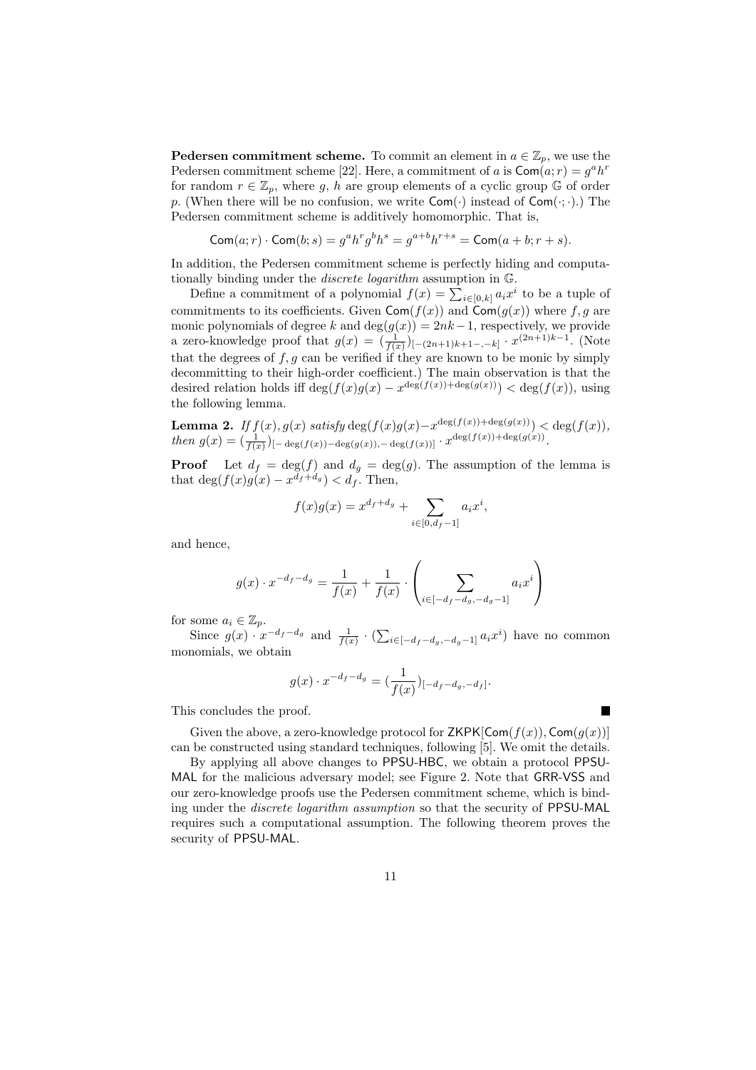**Pedersen commitment scheme.** To commit an element in $a \in \mathbb{Z}_p$, we use the Pedersen commitment scheme [22]. Here, a commitment of $a$ is $\mathsf{Com}(a;r) = g^a h^r$ for random $r \in \mathbb{Z}_p$, where $g$, $h$ are group elements of a cyclic group $\mathbb{G}$ of order $p$. (When there will be no confusion, we write $\mathsf{Com}(\cdot)$ instead of $\mathsf{Com}(\cdot;\cdot)$.) The Pedersen commitment scheme is additively homomorphic. That is,

$$\mathsf{Com}(a;r) \cdot \mathsf{Com}(b;s) = g^a h^r g^b h^s = g^{a+b} h^{r+s} = \mathsf{Com}(a+b; r+s).$$

In addition, the Pedersen commitment scheme is perfectly hiding and computationally binding under the *discrete logarithm* assumption in $\mathbb{G}$.

Define a commitment of a polynomial $f(x) = \sum_{i \in [0,k]} a_i x^i$ to be a tuple of commitments to its coefficients. Given $\mathsf{Com}(f(x))$ and $\mathsf{Com}(g(x))$ where $f, g$ are monic polynomials of degree $k$ and $\deg(g(x)) = 2nk - 1$, respectively, we provide a zero-knowledge proof that $g(x) = (\frac{1}{f(x)})_{[-(2n+1)k+1-,-k]} \cdot x^{(2n+1)k-1}$. (Note that the degrees of $f, g$ can be verified if they are known to be monic by simply decommitting to their high-order coefficient.) The main observation is that the desired relation holds iff $\deg(f(x)g(x) - x^{\deg(f(x))+\deg(g(x))}) < \deg(f(x))$, using the following lemma.

**Lemma 2.** *If $f(x), g(x)$ satisfy $\deg(f(x)g(x) - x^{\deg(f(x))+\deg(g(x))}) < \deg(f(x))$, then $g(x) = (\frac{1}{f(x)})_{[-\deg(f(x))-\deg(g(x)),-\deg(f(x))]} \cdot x^{\deg(f(x))+\deg(g(x))}$.*

**Proof** Let $d_f = \deg(f)$ and $d_g = \deg(g)$. The assumption of the lemma is that $\deg(f(x)g(x) - x^{d_f+d_g}) < d_f$. Then,

$$f(x)g(x) = x^{d_f+d_g} + \sum_{i \in [0, d_f - 1]} a_i x^i,$$

and hence,

$$g(x) \cdot x^{-d_f-d_g} = \frac{1}{f(x)} + \frac{1}{f(x)} \cdot \left( \sum_{i \in [-d_f-d_g, -d_g-1]} a_i x^i \right)$$

for some $a_i \in \mathbb{Z}_p$.

Since $g(x) \cdot x^{-d_f-d_g}$ and $\frac{1}{f(x)} \cdot (\sum_{i \in [-d_f-d_g,-d_g-1]} a_i x^i)$ have no common monomials, we obtain

$$g(x) \cdot x^{-d_f-d_g} = (\frac{1}{f(x)})_{[-d_f-d_g,-d_f]}.$$

This concludes the proof. ∎

Given the above, a zero-knowledge protocol for $\mathsf{ZKPK}[\mathsf{Com}(f(x)), \mathsf{Com}(g(x))]$ can be constructed using standard techniques, following [5]. We omit the details.

By applying all above changes to PPSU-HBC, we obtain a protocol PPSU-MAL for the malicious adversary model; see Figure 2. Note that GRR-VSS and our zero-knowledge proofs use the Pedersen commitment scheme, which is binding under the *discrete logarithm assumption* so that the security of PPSU-MAL requires such a computational assumption. The following theorem proves the security of PPSU-MAL.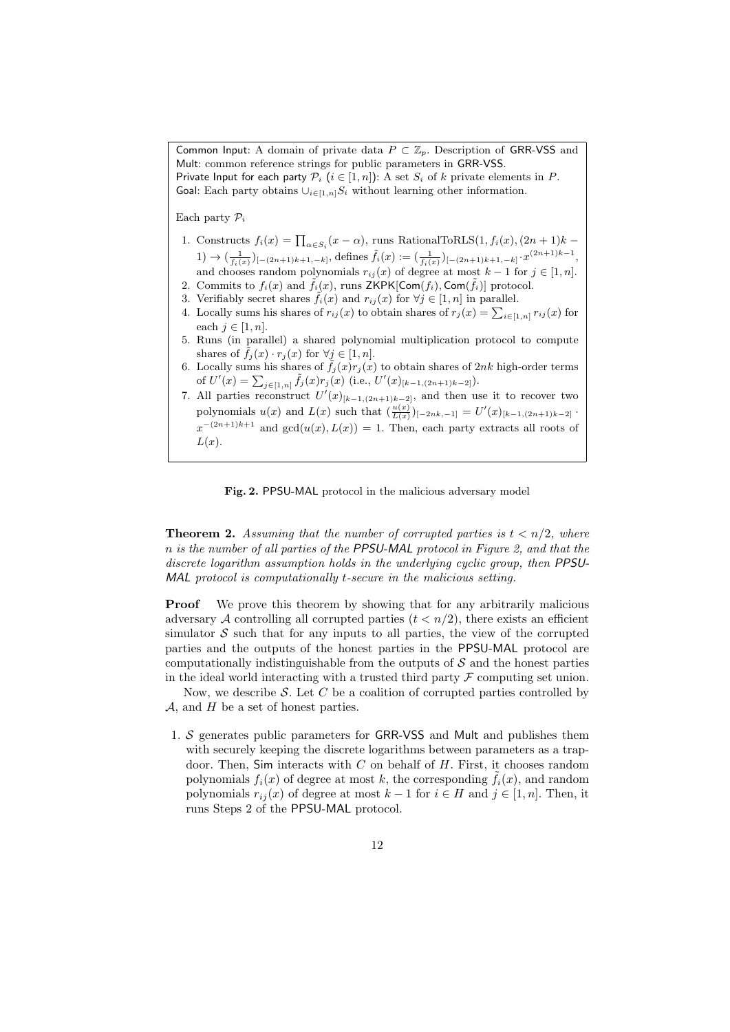Common Input: A domain of private data $P \subset \mathbb{Z}_p$. Description of GRR-VSS and Mult: common reference strings for public parameters in GRR-VSS.
Private Input for each party $\mathcal{P}_i$ ($i \in [1,n]$): A set $S_i$ of $k$ private elements in $P$.
Goal: Each party obtains $\cup_{i \in [1,n]} S_i$ without learning other information.

Each party $\mathcal{P}_i$

1. Constructs $f_i(x) = \prod_{\alpha \in S_i}(x - \alpha)$, runs RationalToRLS$(1, f_i(x), (2n+1)k - 1) \rightarrow (\frac{1}{f_i(x)})_{[-(2n+1)k+1,-k]}$, defines $\tilde{f}_i(x) := (\frac{1}{f_i(x)})_{[-(2n+1)k+1,-k]} \cdot x^{(2n+1)k-1}$, and chooses random polynomials $r_{ij}(x)$ of degree at most $k-1$ for $j \in [1,n]$.
2. Commits to $f_i(x)$ and $\tilde{f}_i(x)$, runs ZKPK[Com$(f_i)$, Com$(\tilde{f}_i)$] protocol.
3. Verifiably secret shares $\tilde{f}_i(x)$ and $r_{ij}(x)$ for $\forall j \in [1,n]$ in parallel.
4. Locally sums his shares of $r_{ij}(x)$ to obtain shares of $r_j(x) = \sum_{i \in [1,n]} r_{ij}(x)$ for each $j \in [1,n]$.
5. Runs (in parallel) a shared polynomial multiplication protocol to compute shares of $\tilde{f}_j(x) \cdot r_j(x)$ for $\forall j \in [1,n]$.
6. Locally sums his shares of $\tilde{f}_j(x) r_j(x)$ to obtain shares of $2nk$ high-order terms of $U'(x) = \sum_{j \in [1,n]} \tilde{f}_j(x) r_j(x)$ (i.e., $U'(x)_{[k-1,(2n+1)k-2]}$).
7. All parties reconstruct $U'(x)_{[k-1,(2n+1)k-2]}$, and then use it to recover two polynomials $u(x)$ and $L(x)$ such that $(\frac{u(x)}{L(x)})_{[-2nk,-1]} = U'(x)_{[k-1,(2n+1)k-2]} \cdot x^{-(2n+1)k+1}$ and $\gcd(u(x), L(x)) = 1$. Then, each party extracts all roots of $L(x)$.

**Fig. 2.** PPSU-MAL protocol in the malicious adversary model

**Theorem 2.** *Assuming that the number of corrupted parties is $t < n/2$, where $n$ is the number of all parties of the PPSU-MAL protocol in Figure 2, and that the discrete logarithm assumption holds in the underlying cyclic group, then PPSU-MAL protocol is computationally $t$-secure in the malicious setting.*

**Proof.** We prove this theorem by showing that for any arbitrarily malicious adversary $\mathcal{A}$ controlling all corrupted parties ($t < n/2$), there exists an efficient simulator $\mathcal{S}$ such that for any inputs to all parties, the view of the corrupted parties and the outputs of the honest parties in the PPSU-MAL protocol are computationally indistinguishable from the outputs of $\mathcal{S}$ and the honest parties in the ideal world interacting with a trusted third party $\mathcal{F}$ computing set union.

Now, we describe $\mathcal{S}$. Let $C$ be a coalition of corrupted parties controlled by $\mathcal{A}$, and $H$ be a set of honest parties.

1. $\mathcal{S}$ generates public parameters for GRR-VSS and Mult and publishes them with securely keeping the discrete logarithms between parameters as a trapdoor. Then, Sim interacts with $C$ on behalf of $H$. First, it chooses random polynomials $f_i(x)$ of degree at most $k$, the corresponding $\tilde{f}_i(x)$, and random polynomials $r_{ij}(x)$ of degree at most $k-1$ for $i \in H$ and $j \in [1,n]$. Then, it runs Steps 2 of the PPSU-MAL protocol.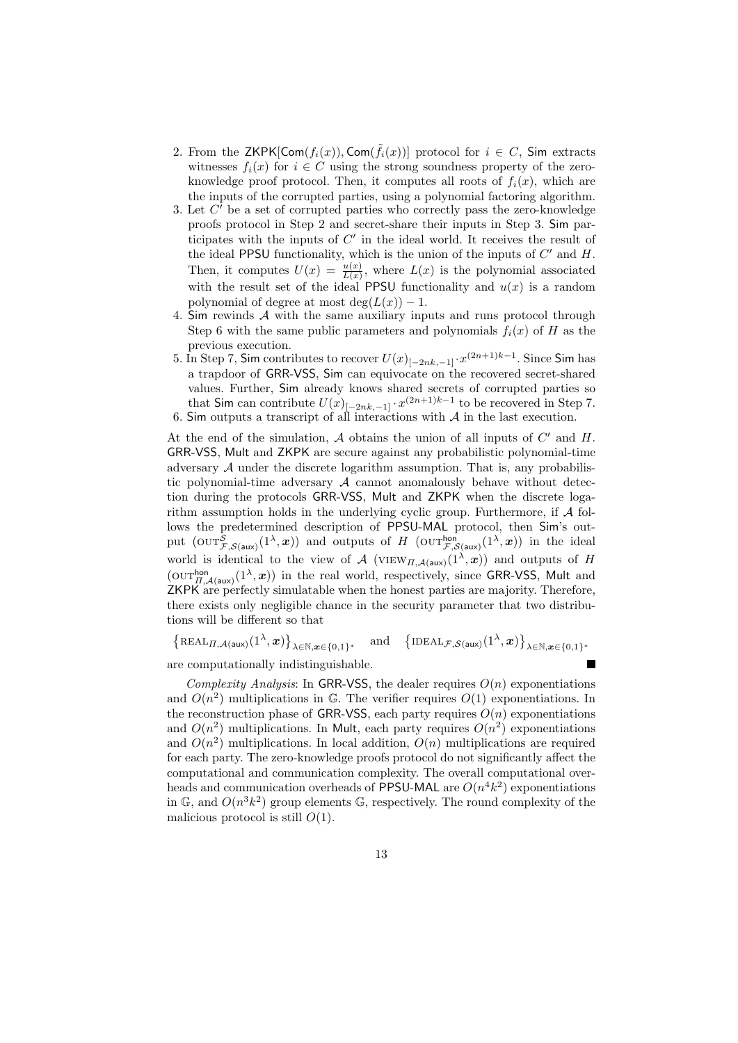2. From the $\mathsf{ZKPK}[\mathsf{Com}(f_i(x)), \mathsf{Com}(\tilde{f}_i(x))]$ protocol for $i \in C$, $\mathsf{Sim}$ extracts witnesses $f_i(x)$ for $i \in C$ using the strong soundness property of the zero-knowledge proof protocol. Then, it computes all roots of $f_i(x)$, which are the inputs of the corrupted parties, using a polynomial factoring algorithm.
3. Let $C'$ be a set of corrupted parties who correctly pass the zero-knowledge proofs protocol in Step 2 and secret-share their inputs in Step 3. $\mathsf{Sim}$ participates with the inputs of $C'$ in the ideal world. It receives the result of the ideal PPSU functionality, which is the union of the inputs of $C'$ and $H$. Then, it computes $U(x) = \frac{u(x)}{L(x)}$, where $L(x)$ is the polynomial associated with the result set of the ideal PPSU functionality and $u(x)$ is a random polynomial of degree at most $\deg(L(x)) - 1$.
4. $\mathsf{Sim}$ rewinds $\mathcal{A}$ with the same auxiliary inputs and runs protocol through Step 6 with the same public parameters and polynomials $f_i(x)$ of $H$ as the previous execution.
5. In Step 7, $\mathsf{Sim}$ contributes to recover $U(x)_{[-2nk,-1]} \cdot x^{(2n+1)k-1}$. Since $\mathsf{Sim}$ has a trapdoor of GRR-VSS, $\mathsf{Sim}$ can equivocate on the recovered secret-shared values. Further, $\mathsf{Sim}$ already knows shared secrets of corrupted parties so that $\mathsf{Sim}$ can contribute $U(x)_{[-2nk,-1]} \cdot x^{(2n+1)k-1}$ to be recovered in Step 7.
6. $\mathsf{Sim}$ outputs a transcript of all interactions with $\mathcal{A}$ in the last execution.

At the end of the simulation, $\mathcal{A}$ obtains the union of all inputs of $C'$ and $H$. GRR-VSS, Mult and ZKPK are secure against any probabilistic polynomial-time adversary $\mathcal{A}$ under the discrete logarithm assumption. That is, any probabilistic polynomial-time adversary $\mathcal{A}$ cannot anomalously behave without detection during the protocols GRR-VSS, Mult and ZKPK when the discrete logarithm assumption holds in the underlying cyclic group. Furthermore, if $\mathcal{A}$ follows the predetermined description of PPSU-MAL protocol, then $\mathsf{Sim}$'s output $(\mathrm{OUT}^{\mathcal{S}}_{\mathcal{F},\mathcal{S}(\mathsf{aux})}(1^\lambda, \boldsymbol{x}))$ and outputs of $H$ $(\mathrm{OUT}^{\mathsf{hon}}_{\mathcal{F},\mathcal{S}(\mathsf{aux})}(1^\lambda, \boldsymbol{x}))$ in the ideal world is identical to the view of $\mathcal{A}$ $(\mathrm{VIEW}_{\Pi,\mathcal{A}(\mathsf{aux})}(1^\lambda, \boldsymbol{x}))$ and outputs of $H$ $(\mathrm{OUT}^{\mathsf{hon}}_{\Pi,\mathcal{A}(\mathsf{aux})}(1^\lambda, \boldsymbol{x}))$ in the real world, respectively, since GRR-VSS, Mult and ZKPK are perfectly simulatable when the honest parties are majority. Therefore, there exists only negligible chance in the security parameter that two distributions will be different so that

$$\left\{\mathrm{REAL}_{\Pi,\mathcal{A}(\mathsf{aux})}(1^\lambda, \boldsymbol{x})\right\}_{\lambda\in\mathbb{N},\boldsymbol{x}\in\{0,1\}^*} \quad \text{and} \quad \left\{\mathrm{IDEAL}_{\mathcal{F},\mathcal{S}(\mathsf{aux})}(1^\lambda, \boldsymbol{x})\right\}_{\lambda\in\mathbb{N},\boldsymbol{x}\in\{0,1\}^*}$$

are computationally indistinguishable. ■

*Complexity Analysis*: In GRR-VSS, the dealer requires $O(n)$ exponentiations and $O(n^2)$ multiplications in $\mathbb{G}$. The verifier requires $O(1)$ exponentiations. In the reconstruction phase of GRR-VSS, each party requires $O(n)$ exponentiations and $O(n^2)$ multiplications. In Mult, each party requires $O(n^2)$ exponentiations and $O(n^2)$ multiplications. In local addition, $O(n)$ multiplications are required for each party. The zero-knowledge proofs protocol do not significantly affect the computational and communication complexity. The overall computational overheads and communication overheads of PPSU-MAL are $O(n^4k^2)$ exponentiations in $\mathbb{G}$, and $O(n^3k^2)$ group elements $\mathbb{G}$, respectively. The round complexity of the malicious protocol is still $O(1)$.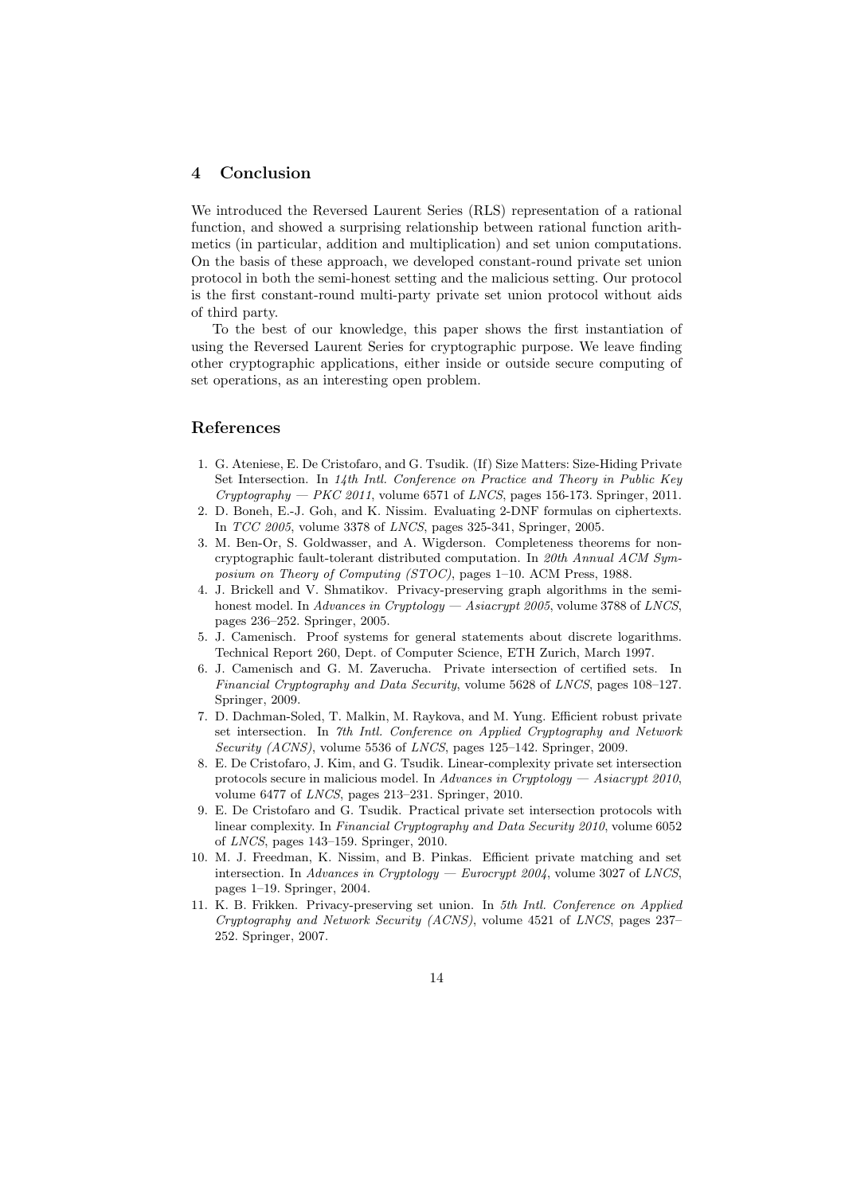## 4 Conclusion

We introduced the Reversed Laurent Series (RLS) representation of a rational function, and showed a surprising relationship between rational function arithmetics (in particular, addition and multiplication) and set union computations. On the basis of these approach, we developed constant-round private set union protocol in both the semi-honest setting and the malicious setting. Our protocol is the first constant-round multi-party private set union protocol without aids of third party.

To the best of our knowledge, this paper shows the first instantiation of using the Reversed Laurent Series for cryptographic purpose. We leave finding other cryptographic applications, either inside or outside secure computing of set operations, as an interesting open problem.

## References

1. G. Ateniese, E. De Cristofaro, and G. Tsudik. (If) Size Matters: Size-Hiding Private Set Intersection. In *14th Intl. Conference on Practice and Theory in Public Key Cryptography — PKC 2011*, volume 6571 of *LNCS*, pages 156-173. Springer, 2011.
2. D. Boneh, E.-J. Goh, and K. Nissim. Evaluating 2-DNF formulas on ciphertexts. In *TCC 2005*, volume 3378 of *LNCS*, pages 325-341, Springer, 2005.
3. M. Ben-Or, S. Goldwasser, and A. Wigderson. Completeness theorems for non-cryptographic fault-tolerant distributed computation. In *20th Annual ACM Symposium on Theory of Computing (STOC)*, pages 1–10. ACM Press, 1988.
4. J. Brickell and V. Shmatikov. Privacy-preserving graph algorithms in the semi-honest model. In *Advances in Cryptology — Asiacrypt 2005*, volume 3788 of *LNCS*, pages 236–252. Springer, 2005.
5. J. Camenisch. Proof systems for general statements about discrete logarithms. Technical Report 260, Dept. of Computer Science, ETH Zurich, March 1997.
6. J. Camenisch and G. M. Zaverucha. Private intersection of certified sets. In *Financial Cryptography and Data Security*, volume 5628 of *LNCS*, pages 108–127. Springer, 2009.
7. D. Dachman-Soled, T. Malkin, M. Raykova, and M. Yung. Efficient robust private set intersection. In *7th Intl. Conference on Applied Cryptography and Network Security (ACNS)*, volume 5536 of *LNCS*, pages 125–142. Springer, 2009.
8. E. De Cristofaro, J. Kim, and G. Tsudik. Linear-complexity private set intersection protocols secure in malicious model. In *Advances in Cryptology — Asiacrypt 2010*, volume 6477 of *LNCS*, pages 213–231. Springer, 2010.
9. E. De Cristofaro and G. Tsudik. Practical private set intersection protocols with linear complexity. In *Financial Cryptography and Data Security 2010*, volume 6052 of *LNCS*, pages 143–159. Springer, 2010.
10. M. J. Freedman, K. Nissim, and B. Pinkas. Efficient private matching and set intersection. In *Advances in Cryptology — Eurocrypt 2004*, volume 3027 of *LNCS*, pages 1–19. Springer, 2004.
11. K. B. Frikken. Privacy-preserving set union. In *5th Intl. Conference on Applied Cryptography and Network Security (ACNS)*, volume 4521 of *LNCS*, pages 237–252. Springer, 2007.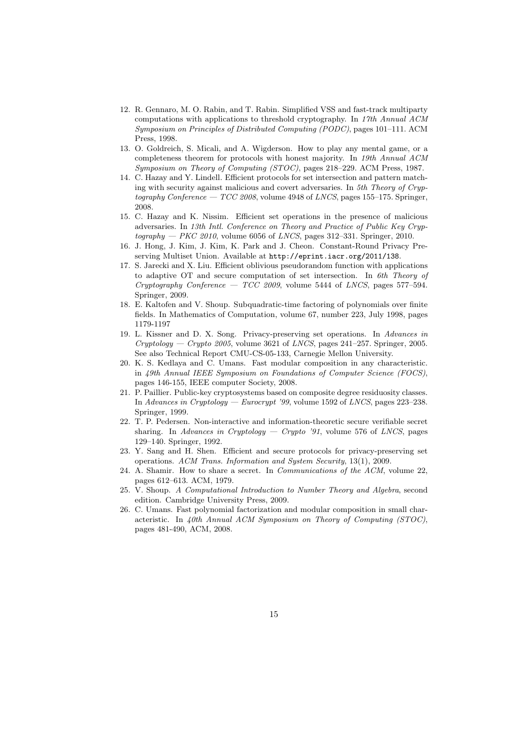12. R. Gennaro, M. O. Rabin, and T. Rabin. Simplified VSS and fast-track multiparty computations with applications to threshold cryptography. In *17th Annual ACM Symposium on Principles of Distributed Computing (PODC)*, pages 101–111. ACM Press, 1998.
13. O. Goldreich, S. Micali, and A. Wigderson. How to play any mental game, or a completeness theorem for protocols with honest majority. In *19th Annual ACM Symposium on Theory of Computing (STOC)*, pages 218–229. ACM Press, 1987.
14. C. Hazay and Y. Lindell. Efficient protocols for set intersection and pattern matching with security against malicious and covert adversaries. In *5th Theory of Cryptography Conference — TCC 2008*, volume 4948 of *LNCS*, pages 155–175. Springer, 2008.
15. C. Hazay and K. Nissim. Efficient set operations in the presence of malicious adversaries. In *13th Intl. Conference on Theory and Practice of Public Key Cryptography — PKC 2010*, volume 6056 of *LNCS*, pages 312–331. Springer, 2010.
16. J. Hong, J. Kim, J. Kim, K. Park and J. Cheon. Constant-Round Privacy Preserving Multiset Union. Available at `http://eprint.iacr.org/2011/138`.
17. S. Jarecki and X. Liu. Efficient oblivious pseudorandom function with applications to adaptive OT and secure computation of set intersection. In *6th Theory of Cryptography Conference — TCC 2009*, volume 5444 of *LNCS*, pages 577–594. Springer, 2009.
18. E. Kaltofen and V. Shoup. Subquadratic-time factoring of polynomials over finite fields. In Mathematics of Computation, volume 67, number 223, July 1998, pages 1179-1197
19. L. Kissner and D. X. Song. Privacy-preserving set operations. In *Advances in Cryptology — Crypto 2005*, volume 3621 of *LNCS*, pages 241–257. Springer, 2005. See also Technical Report CMU-CS-05-133, Carnegie Mellon University.
20. K. S. Kedlaya and C. Umans. Fast modular composition in any characteristic. in *49th Annual IEEE Symposium on Foundations of Computer Science (FOCS)*, pages 146-155, IEEE computer Society, 2008.
21. P. Paillier. Public-key cryptosystems based on composite degree residuosity classes. In *Advances in Cryptology — Eurocrypt '99*, volume 1592 of *LNCS*, pages 223–238. Springer, 1999.
22. T. P. Pedersen. Non-interactive and information-theoretic secure verifiable secret sharing. In *Advances in Cryptology — Crypto '91*, volume 576 of *LNCS*, pages 129–140. Springer, 1992.
23. Y. Sang and H. Shen. Efficient and secure protocols for privacy-preserving set operations. *ACM Trans. Information and System Security*, 13(1), 2009.
24. A. Shamir. How to share a secret. In *Communications of the ACM*, volume 22, pages 612–613. ACM, 1979.
25. V. Shoup. *A Computational Introduction to Number Theory and Algebra*, second edition. Cambridge University Press, 2009.
26. C. Umans. Fast polynomial factorization and modular composition in small characteristic. In *40th Annual ACM Symposium on Theory of Computing (STOC)*, pages 481-490, ACM, 2008.